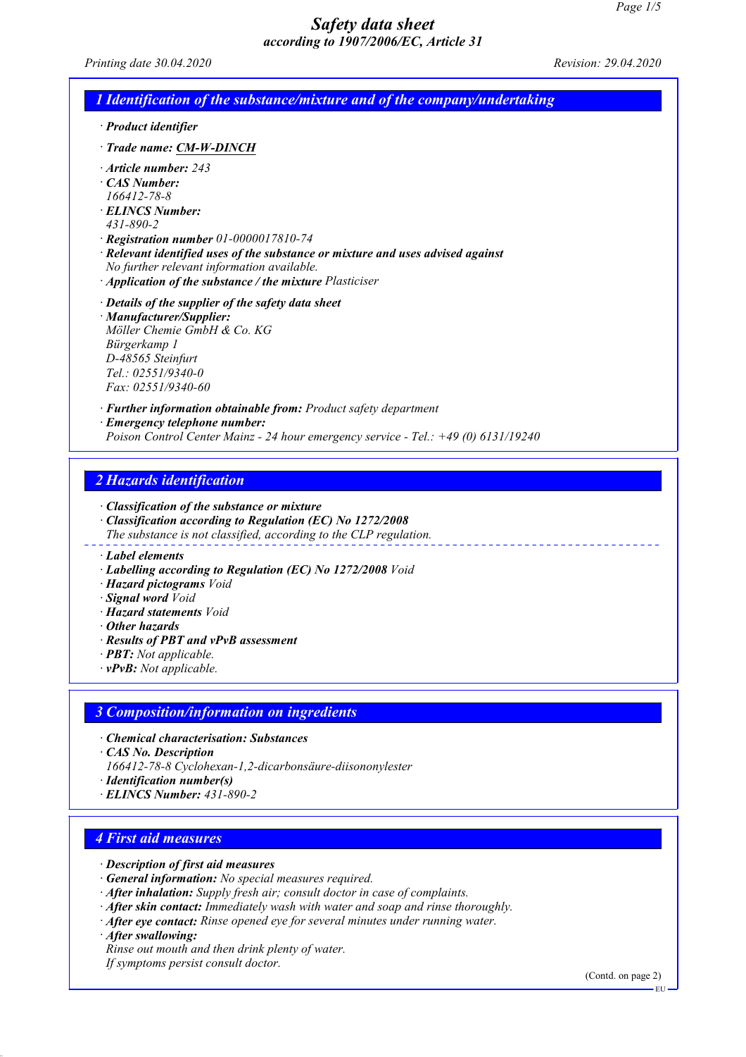# Safety data sheet
## according to 1907/2006/EC, Article 31

Printing date 30.04.2020 Revision: 29.04.2020

## 1 Identification of the substance/mixture and of the company/undertaking

· **Product identifier**

· **Trade name: CM-W-DINCH**

· **Article number:** 243
· **CAS Number:**
166412-78-8
· **ELINCS Number:**
431-890-2
· **Registration number** 01-0000017810-74
· **Relevant identified uses of the substance or mixture and uses advised against**
No further relevant information available.
· **Application of the substance / the mixture** Plasticiser

· **Details of the supplier of the safety data sheet**
· **Manufacturer/Supplier:**
Möller Chemie GmbH & Co. KG
Bürgerkamp 1
D-48565 Steinfurt
Tel.: 02551/9340-0
Fax: 02551/9340-60

· **Further information obtainable from:** Product safety department
· **Emergency telephone number:**
Poison Control Center Mainz - 24 hour emergency service - Tel.: +49 (0) 6131/19240

## 2 Hazards identification

· **Classification of the substance or mixture**
· **Classification according to Regulation (EC) No 1272/2008**
The substance is not classified, according to the CLP regulation.

· **Label elements**
· **Labelling according to Regulation (EC) No 1272/2008** Void
· **Hazard pictograms** Void
· **Signal word** Void
· **Hazard statements** Void
· **Other hazards**
· **Results of PBT and vPvB assessment**
· **PBT:** Not applicable.
· **vPvB:** Not applicable.

## 3 Composition/information on ingredients

· **Chemical characterisation: Substances**
· **CAS No. Description**
166412-78-8 Cyclohexan-1,2-dicarbonsäure-diisononylester
· **Identification number(s)**
· **ELINCS Number:** 431-890-2

## 4 First aid measures

· **Description of first aid measures**
· **General information:** No special measures required.
· **After inhalation:** Supply fresh air; consult doctor in case of complaints.
· **After skin contact:** Immediately wash with water and soap and rinse thoroughly.
· **After eye contact:** Rinse opened eye for several minutes under running water.
· **After swallowing:**
Rinse out mouth and then drink plenty of water.
If symptoms persist consult doctor.

(Contd. on page 2)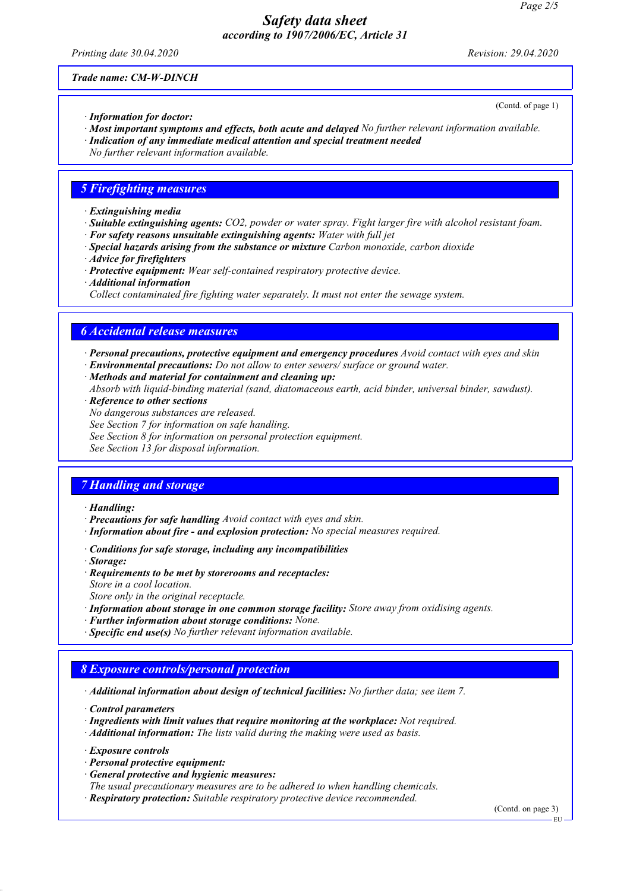Trade name: CM-W-DINCH

(Contd. of page 1)

· **Information for doctor:**
· **Most important symptoms and effects, both acute and delayed** No further relevant information available.
· **Indication of any immediate medical attention and special treatment needed**
No further relevant information available.

## 5 Firefighting measures

· **Extinguishing media**
· **Suitable extinguishing agents:** $CO_2$, powder or water spray. Fight larger fire with alcohol resistant foam.
· **For safety reasons unsuitable extinguishing agents:** Water with full jet
· **Special hazards arising from the substance or mixture** Carbon monoxide, carbon dioxide
· **Advice for firefighters**
· **Protective equipment:** Wear self-contained respiratory protective device.
· **Additional information**
Collect contaminated fire fighting water separately. It must not enter the sewage system.

## 6 Accidental release measures

· **Personal precautions, protective equipment and emergency procedures** Avoid contact with eyes and skin
· **Environmental precautions:** Do not allow to enter sewers/ surface or ground water.
· **Methods and material for containment and cleaning up:**
Absorb with liquid-binding material (sand, diatomaceous earth, acid binder, universal binder, sawdust).
· **Reference to other sections**
No dangerous substances are released.
See Section 7 for information on safe handling.
See Section 8 for information on personal protection equipment.
See Section 13 for disposal information.

## 7 Handling and storage

· **Handling:**
· **Precautions for safe handling** Avoid contact with eyes and skin.
· **Information about fire - and explosion protection:** No special measures required.

· **Conditions for safe storage, including any incompatibilities**
· **Storage:**
· **Requirements to be met by storerooms and receptacles:**
Store in a cool location.
Store only in the original receptacle.
· **Information about storage in one common storage facility:** Store away from oxidising agents.
· **Further information about storage conditions:** None.
· **Specific end use(s)** No further relevant information available.

## 8 Exposure controls/personal protection

· **Additional information about design of technical facilities:** No further data; see item 7.

· **Control parameters**
· **Ingredients with limit values that require monitoring at the workplace:** Not required.
· **Additional information:** The lists valid during the making were used as basis.

· **Exposure controls**
· **Personal protective equipment:**
· **General protective and hygienic measures:**
The usual precautionary measures are to be adhered to when handling chemicals.
· **Respiratory protection:** Suitable respiratory protective device recommended.

(Contd. on page 3)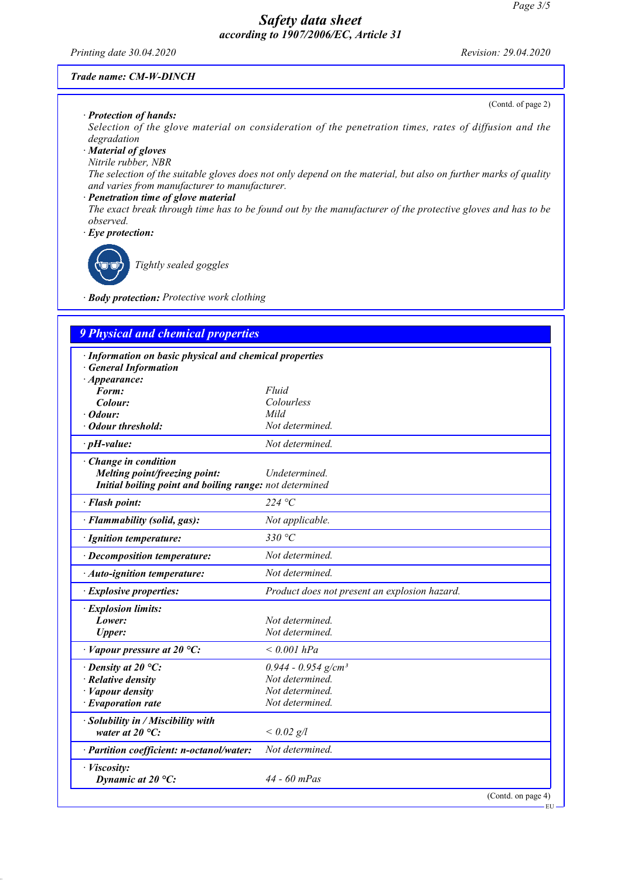Trade name: CM-W-DINCH

(Contd. of page 2)

· **Protection of hands:**
*Selection of the glove material on consideration of the penetration times, rates of diffusion and the degradation*

· **Material of gloves**
*Nitrile rubber, NBR*
*The selection of the suitable gloves does not only depend on the material, but also on further marks of quality and varies from manufacturer to manufacturer.*

· **Penetration time of glove material**
*The exact break through time has to be found out by the manufacturer of the protective gloves and has to be observed.*

· **Eye protection:**

*Tightly sealed goggles*

· **Body protection:** *Protective work clothing*

## 9 Physical and chemical properties

· **Information on basic physical and chemical properties**
· **General Information**
· **Appearance:**

| | |
|---|---|
| **Form:** | Fluid |
| **Colour:** | Colourless |
| · **Odour:** | Mild |
| · **Odour threshold:** | Not determined. |
| · **pH-value:** | Not determined. |
| · **Change in condition** | |
| **Melting point/freezing point:** | Undetermined. |
| **Initial boiling point and boiling range:** | not determined |
| · **Flash point:** | 224 °C |
| · **Flammability (solid, gas):** | Not applicable. |
| · **Ignition temperature:** | 330 °C |
| · **Decomposition temperature:** | Not determined. |
| · **Auto-ignition temperature:** | Not determined. |
| · **Explosive properties:** | Product does not present an explosion hazard. |
| · **Explosion limits:** | |
| **Lower:** | Not determined. |
| **Upper:** | Not determined. |
| · **Vapour pressure at 20 °C:** | < 0.001 hPa |
| · **Density at 20 °C:** | 0.944 - 0.954 g/cm³ |
| · **Relative density** | Not determined. |
| · **Vapour density** | Not determined. |
| · **Evaporation rate** | Not determined. |
| · **Solubility in / Miscibility with water at 20 °C:** | < 0.02 g/l |
| · **Partition coefficient: n-octanol/water:** | Not determined. |
| · **Viscosity:** | |
| **Dynamic at 20 °C:** | 44 - 60 mPas |

(Contd. on page 4)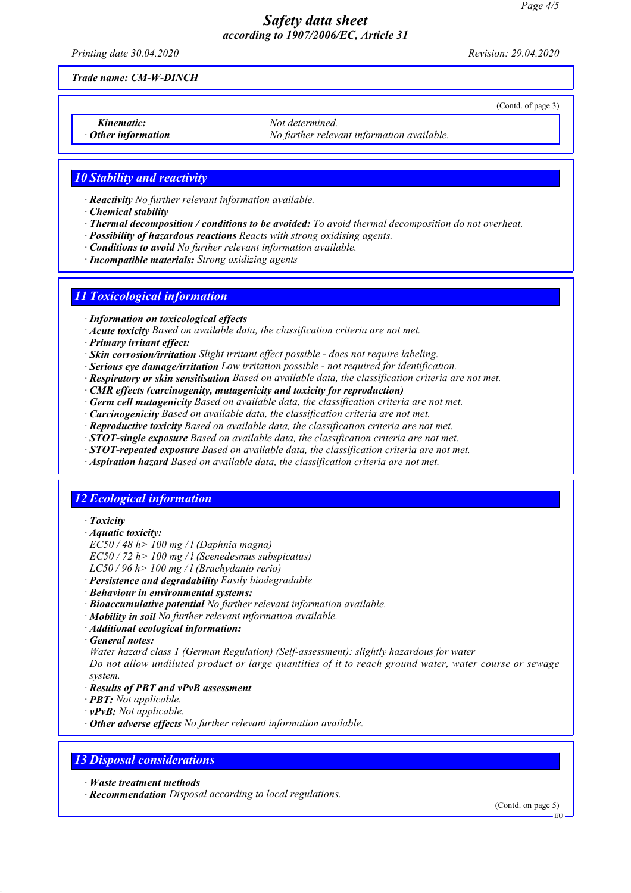Trade name: CM-W-DINCH

(Contd. of page 3)

| | |
|---|---|
| *Kinematic:* | Not determined. |
| · *Other information* | No further relevant information available. |

## 10 Stability and reactivity

· **Reactivity** No further relevant information available.
· **Chemical stability**
· **Thermal decomposition / conditions to be avoided:** To avoid thermal decomposition do not overheat.
· **Possibility of hazardous reactions** Reacts with strong oxidising agents.
· **Conditions to avoid** No further relevant information available.
· **Incompatible materials:** Strong oxidizing agents

## 11 Toxicological information

· **Information on toxicological effects**
· **Acute toxicity** Based on available data, the classification criteria are not met.
· **Primary irritant effect:**
· **Skin corrosion/irritation** Slight irritant effect possible - does not require labeling.
· **Serious eye damage/irritation** Low irritation possible - not required for identification.
· **Respiratory or skin sensitisation** Based on available data, the classification criteria are not met.
· **CMR effects (carcinogenity, mutagenicity and toxicity for reproduction)**
· **Germ cell mutagenicity** Based on available data, the classification criteria are not met.
· **Carcinogenicity** Based on available data, the classification criteria are not met.
· **Reproductive toxicity** Based on available data, the classification criteria are not met.
· **STOT-single exposure** Based on available data, the classification criteria are not met.
· **STOT-repeated exposure** Based on available data, the classification criteria are not met.
· **Aspiration hazard** Based on available data, the classification criteria are not met.

## 12 Ecological information

· **Toxicity**
· **Aquatic toxicity:**
EC50 / 48 h> 100 mg / l (Daphnia magna)
EC50 / 72 h> 100 mg / l (Scenedesmus subspicatus)
LC50 / 96 h> 100 mg / l (Brachydanio rerio)
· **Persistence and degradability** Easily biodegradable
· **Behaviour in environmental systems:**
· **Bioaccumulative potential** No further relevant information available.
· **Mobility in soil** No further relevant information available.
· **Additional ecological information:**
· **General notes:**
Water hazard class 1 (German Regulation) (Self-assessment): slightly hazardous for water
Do not allow undiluted product or large quantities of it to reach ground water, water course or sewage system.
· **Results of PBT and vPvB assessment**
· **PBT:** Not applicable.
· **vPvB:** Not applicable.
· **Other adverse effects** No further relevant information available.

## 13 Disposal considerations

· **Waste treatment methods**
· **Recommendation** Disposal according to local regulations.

(Contd. on page 5)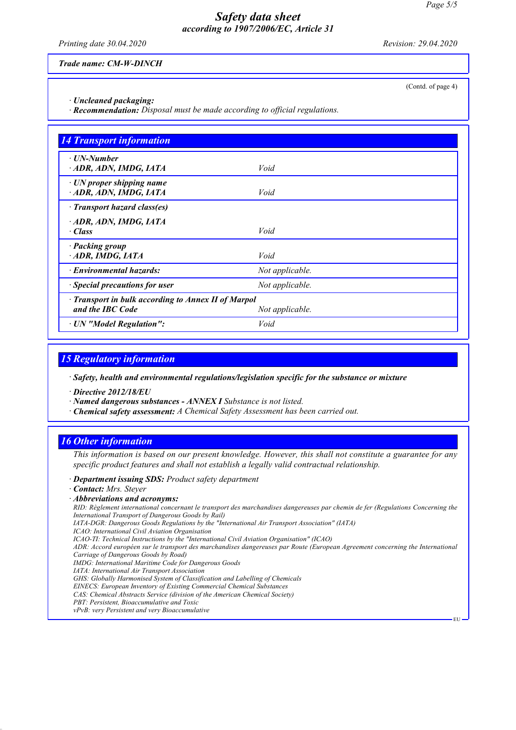Trade name: CM-W-DINCH

(Contd. of page 4)

· **Uncleaned packaging:**
· **Recommendation:** *Disposal must be made according to official regulations.*

## 14 Transport information

| | |
|---|---|
| · **UN-Number** · **ADR, ADN, IMDG, IATA** | *Void* |
| · **UN proper shipping name** · **ADR, ADN, IMDG, IATA** | *Void* |
| · **Transport hazard class(es)** · **ADR, ADN, IMDG, IATA** · **Class** | *Void* |
| · **Packing group** · **ADR, IMDG, IATA** | *Void* |
| · **Environmental hazards:** | *Not applicable.* |
| · **Special precautions for user** | *Not applicable.* |
| · **Transport in bulk according to Annex II of Marpol and the IBC Code** | *Not applicable.* |
| · **UN "Model Regulation":** | *Void* |

## 15 Regulatory information

· **Safety, health and environmental regulations/legislation specific for the substance or mixture**

· **Directive 2012/18/EU**
· **Named dangerous substances - ANNEX I** *Substance is not listed.*
· **Chemical safety assessment:** *A Chemical Safety Assessment has been carried out.*

## 16 Other information

*This information is based on our present knowledge. However, this shall not constitute a guarantee for any specific product features and shall not establish a legally valid contractual relationship.*

· **Department issuing SDS:** *Product safety department*
· **Contact:** *Mrs. Steyer*
· **Abbreviations and acronyms:**
*RID: Règlement international concernant le transport des marchandises dangereuses par chemin de fer (Regulations Concerning the International Transport of Dangerous Goods by Rail)*
*IATA-DGR: Dangerous Goods Regulations by the "International Air Transport Association" (IATA)*
*ICAO: International Civil Aviation Organisation*
*ICAO-TI: Technical Instructions by the "International Civil Aviation Organisation" (ICAO)*
*ADR: Accord européen sur le transport des marchandises dangereuses par Route (European Agreement concerning the International Carriage of Dangerous Goods by Road)*
*IMDG: International Maritime Code for Dangerous Goods*
*IATA: International Air Transport Association*
*GHS: Globally Harmonised System of Classification and Labelling of Chemicals*
*EINECS: European Inventory of Existing Commercial Chemical Substances*
*CAS: Chemical Abstracts Service (division of the American Chemical Society)*
*PBT: Persistent, Bioaccumulative and Toxic*
*vPvB: very Persistent and very Bioaccumulative*